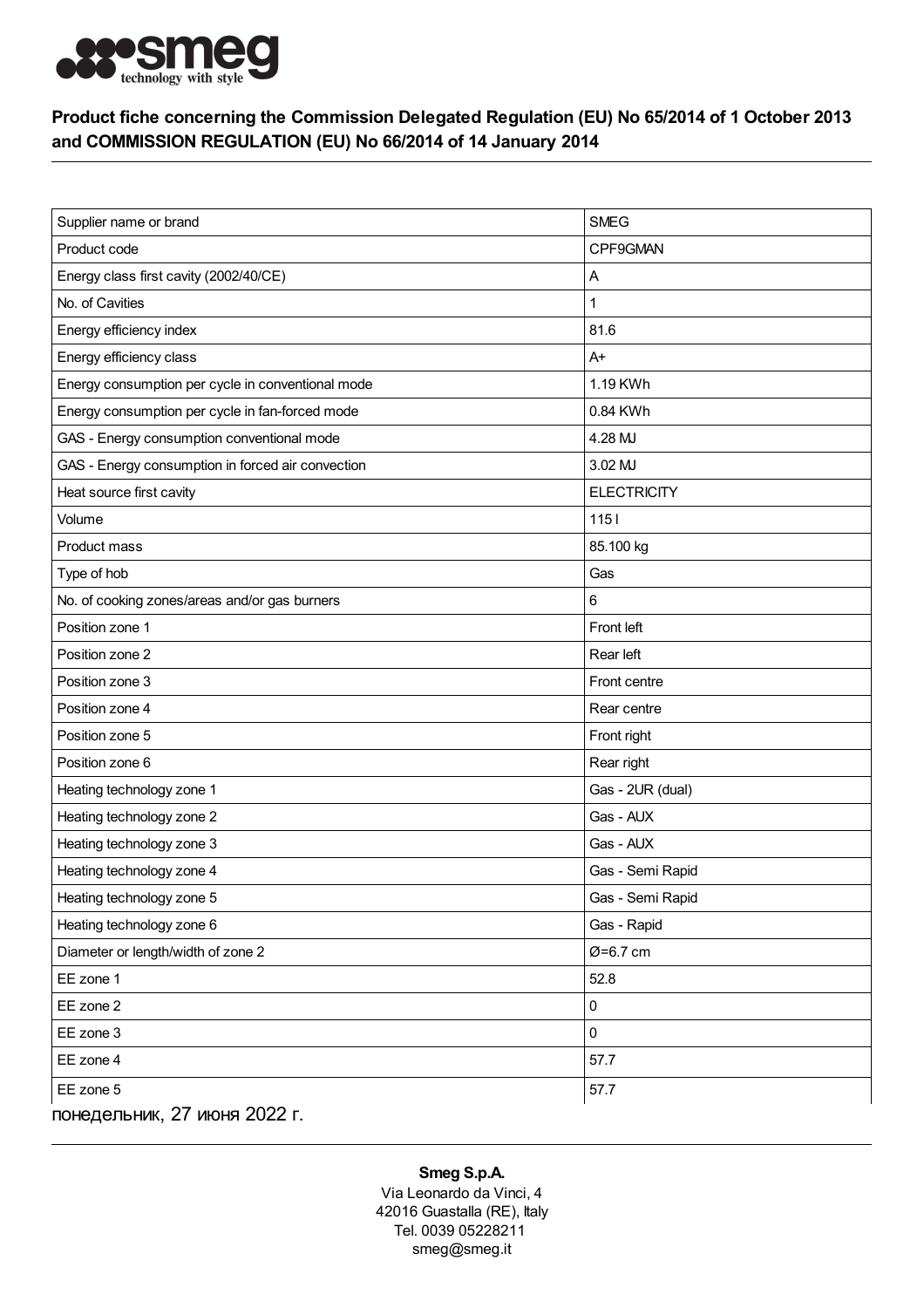## Product fiche concerning the Commission Delegated Regulation (EU) No 65/2014 of 1 October 2013 and COMMISSION REGULATION (EU) No 66/2014 of 14 January 2014

| Supplier name or brand | SMEG |
|---|---|
| Product code | CPF9GMAN |
| Energy class first cavity (2002/40/CE) | A |
| No. of Cavities | 1 |
| Energy efficiency index | 81.6 |
| Energy efficiency class | A+ |
| Energy consumption per cycle in conventional mode | 1.19 KWh |
| Energy consumption per cycle in fan-forced mode | 0.84 KWh |
| GAS - Energy consumption conventional mode | 4.28 MJ |
| GAS - Energy consumption in forced air convection | 3.02 MJ |
| Heat source first cavity | ELECTRICITY |
| Volume | 115 l |
| Product mass | 85.100 kg |
| Type of hob | Gas |
| No. of cooking zones/areas and/or gas burners | 6 |
| Position zone 1 | Front left |
| Position zone 2 | Rear left |
| Position zone 3 | Front centre |
| Position zone 4 | Rear centre |
| Position zone 5 | Front right |
| Position zone 6 | Rear right |
| Heating technology zone 1 | Gas - 2UR (dual) |
| Heating technology zone 2 | Gas - AUX |
| Heating technology zone 3 | Gas - AUX |
| Heating technology zone 4 | Gas - Semi Rapid |
| Heating technology zone 5 | Gas - Semi Rapid |
| Heating technology zone 6 | Gas - Rapid |
| Diameter or length/width of zone 2 | Ø=6.7 cm |
| EE zone 1 | 52.8 |
| EE zone 2 | 0 |
| EE zone 3 | 0 |
| EE zone 4 | 57.7 |
| EE zone 5 | 57.7 |

понедельник, 27 июня 2022 г.

**Smeg S.p.A.**
Via Leonardo da Vinci, 4
42016 Guastalla (RE), Italy
Tel. 0039 05228211
smeg@smeg.it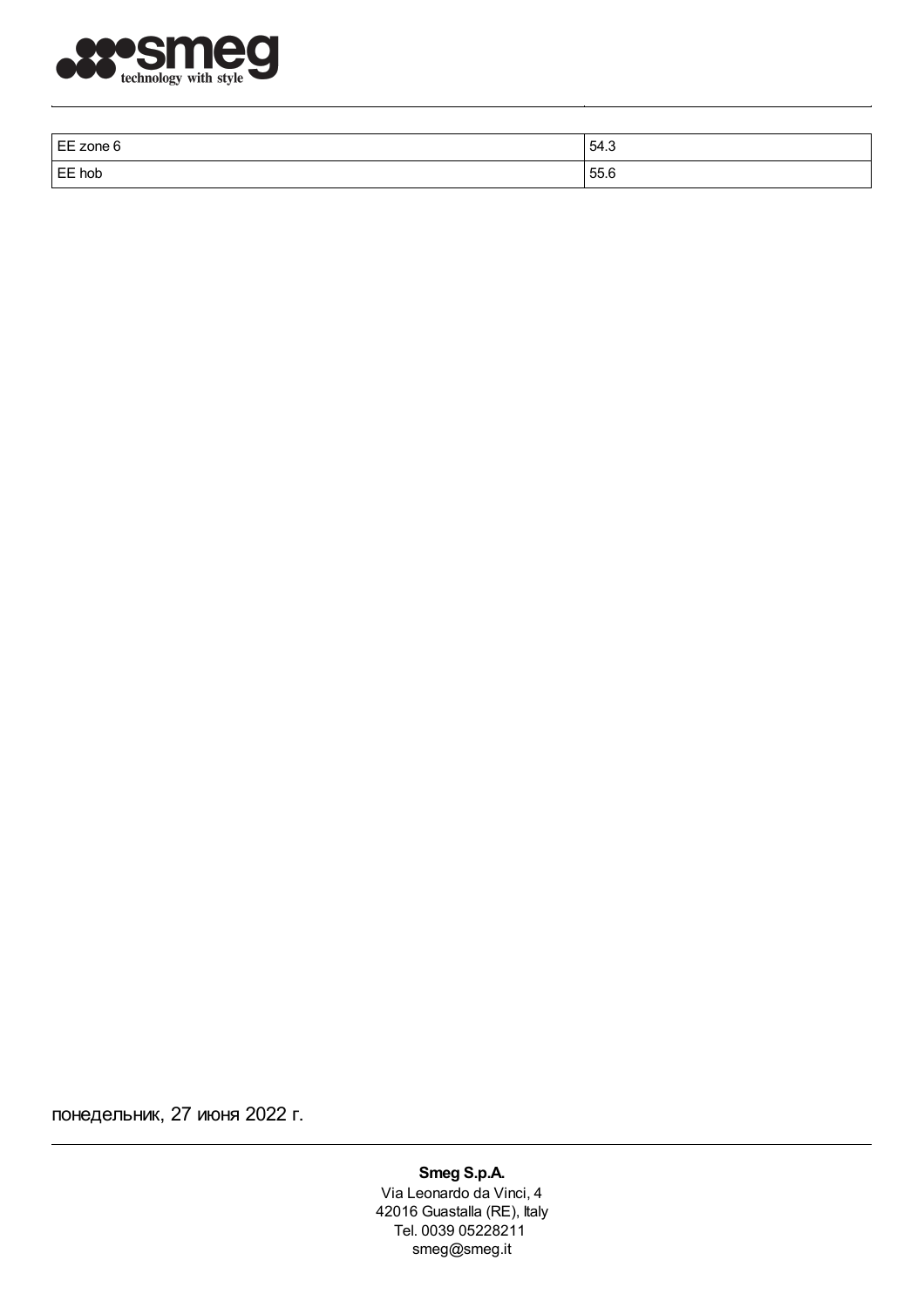| | |
|---|---|
| EE zone 6 | 54.3 |
| EE hob | 55.6 |

понедельник, 27 июня 2022 г.

**Smeg S.p.A.**
Via Leonardo da Vinci, 4
42016 Guastalla (RE), Italy
Tel. 0039 05228211
smeg@smeg.it